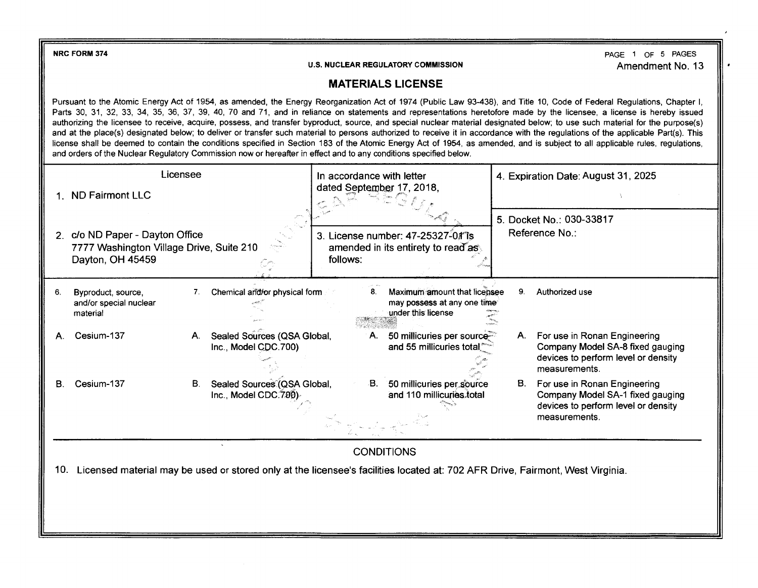NRC FORM 374

Amendment No. 13

U.S. NUCLEAR REGULATORY COMMISSION

# MATERIALS LICENSE

Pursuant to the Atomic Energy Act of 1954, as amended, the Energy Reorganization Act of 1974 (Public Law 93-438), and Title 10, Code of Federal Regulations, Chapter I, Parts 30, 31, 32, 33, 34, 35, 36, 37, 39, 40, 70 and 71, and in reliance on statements and representations heretofore made by the licensee, a license is hereby issued authorizing the licensee to receive, acquire, possess, and transfer byproduct, source, and special nuclear material designated below; to use such material for the purpose(s) and at the place(s) designated below; to deliver or transfer such material to persons authorized to receive it in accordance with the regulations of the applicable Part(s). This license shall be deemed to contain the conditions specified in Section 183 of the Atomic Energy Act of 1954, as amended, and is subject to all applicable rules, regulations, and orders of the Nuclear Regulatory Commission now or hereafter in effect and to any conditions specified below.

| Licensee | | |
|---|---|---|
| 1. ND Fairmont LLC | In accordance with letter dated September 17, 2018, | 4. Expiration Date: August 31, 2025 |
| 2. c/o ND Paper - Dayton Office<br>7777 Washington Village Drive, Suite 210<br>Dayton, OH 45459 | 3. License number: 47-25327-01 is amended in its entirety to read as follows: | 5. Docket No.: 030-33817<br>Reference No.: |

| 6. Byproduct, source, and/or special nuclear material | 7. Chemical and/or physical form | 8. Maximum amount that licensee may possess at any one time under this license | 9. Authorized use |
|---|---|---|---|
| A. Cesium-137 | A. Sealed Sources (QSA Global, Inc., Model CDC.700) | A. 50 millicuries per source and 55 millicuries total | A. For use in Ronan Engineering Company Model SA-8 fixed gauging devices to perform level or density measurements. |
| B. Cesium-137 | B. Sealed Sources (QSA Global, Inc., Model CDC.700) | B. 50 millicuries per source and 110 millicuries total | B. For use in Ronan Engineering Company Model SA-1 fixed gauging devices to perform level or density measurements. |

## CONDITIONS

10. Licensed material may be used or stored only at the licensee's facilities located at: 702 AFR Drive, Fairmont, West Virginia.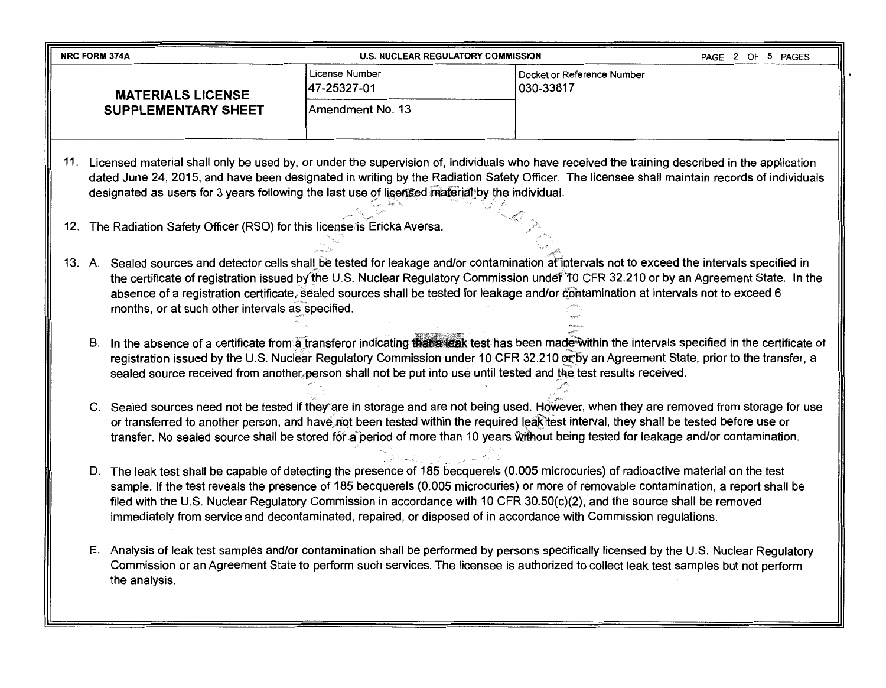| NRC FORM 374A | U.S. NUCLEAR REGULATORY COMMISSION | |
|---|---|---|
| **MATERIALS LICENSE SUPPLEMENTARY SHEET** | License Number 47-25327-01 | Docket or Reference Number 030-33817 |
| | Amendment No. 13 | |

11. Licensed material shall only be used by, or under the supervision of, individuals who have received the training described in the application dated June 24, 2015, and have been designated in writing by the Radiation Safety Officer. The licensee shall maintain records of individuals designated as users for 3 years following the last use of licensed material by the individual.

12. The Radiation Safety Officer (RSO) for this license is Ericka Aversa.

13. A. Sealed sources and detector cells shall be tested for leakage and/or contamination at intervals not to exceed the intervals specified in the certificate of registration issued by the U.S. Nuclear Regulatory Commission under 10 CFR 32.210 or by an Agreement State. In the absence of a registration certificate, sealed sources shall be tested for leakage and/or contamination at intervals not to exceed 6 months, or at such other intervals as specified.

    B. In the absence of a certificate from a transferor indicating that a leak test has been made within the intervals specified in the certificate of registration issued by the U.S. Nuclear Regulatory Commission under 10 CFR 32.210 or by an Agreement State, prior to the transfer, a sealed source received from another person shall not be put into use until tested and the test results received.

    C. Sealed sources need not be tested if they are in storage and are not being used. However, when they are removed from storage for use or transferred to another person, and have not been tested within the required leak test interval, they shall be tested before use or transfer. No sealed source shall be stored for a period of more than 10 years without being tested for leakage and/or contamination.

    D. The leak test shall be capable of detecting the presence of 185 becquerels (0.005 microcuries) of radioactive material on the test sample. If the test reveals the presence of 185 becquerels (0.005 microcuries) or more of removable contamination, a report shall be filed with the U.S. Nuclear Regulatory Commission in accordance with 10 CFR 30.50(c)(2), and the source shall be removed immediately from service and decontaminated, repaired, or disposed of in accordance with Commission regulations.

    E. Analysis of leak test samples and/or contamination shall be performed by persons specifically licensed by the U.S. Nuclear Regulatory Commission or an Agreement State to perform such services. The licensee is authorized to collect leak test samples but not perform the analysis.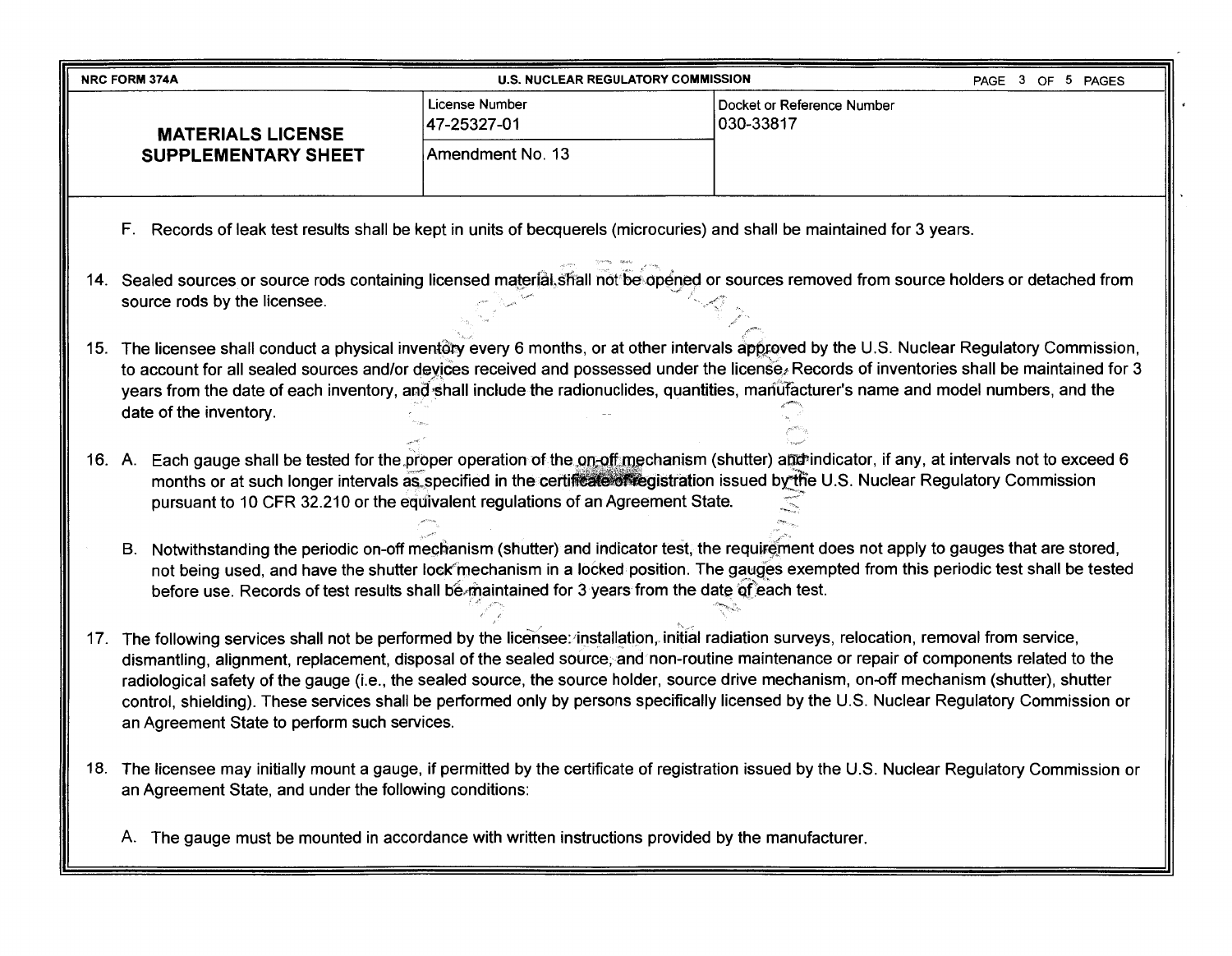| NRC FORM 374A | U.S. NUCLEAR REGULATORY COMMISSION | |
|---|---|---|
| **MATERIALS LICENSE SUPPLEMENTARY SHEET** | License Number 47-25327-01 | Docket or Reference Number 030-33817 |
| | Amendment No. 13 | |

F. Records of leak test results shall be kept in units of becquerels (microcuries) and shall be maintained for 3 years.

14. Sealed sources or source rods containing licensed material shall not be opened or sources removed from source holders or detached from source rods by the licensee.

15. The licensee shall conduct a physical inventory every 6 months, or at other intervals approved by the U.S. Nuclear Regulatory Commission, to account for all sealed sources and/or devices received and possessed under the license. Records of inventories shall be maintained for 3 years from the date of each inventory, and shall include the radionuclides, quantities, manufacturer's name and model numbers, and the date of the inventory.

16. A. Each gauge shall be tested for the proper operation of the on-off mechanism (shutter) and indicator, if any, at intervals not to exceed 6 months or at such longer intervals as specified in the certificate of registration issued by the U.S. Nuclear Regulatory Commission pursuant to 10 CFR 32.210 or the equivalent regulations of an Agreement State.

    B. Notwithstanding the periodic on-off mechanism (shutter) and indicator test, the requirement does not apply to gauges that are stored, not being used, and have the shutter lock mechanism in a locked position. The gauges exempted from this periodic test shall be tested before use. Records of test results shall be maintained for 3 years from the date of each test.

17. The following services shall not be performed by the licensee: installation, initial radiation surveys, relocation, removal from service, dismantling, alignment, replacement, disposal of the sealed source, and non-routine maintenance or repair of components related to the radiological safety of the gauge (i.e., the sealed source, the source holder, source drive mechanism, on-off mechanism (shutter), shutter control, shielding). These services shall be performed only by persons specifically licensed by the U.S. Nuclear Regulatory Commission or an Agreement State to perform such services.

18. The licensee may initially mount a gauge, if permitted by the certificate of registration issued by the U.S. Nuclear Regulatory Commission or an Agreement State, and under the following conditions:

    A. The gauge must be mounted in accordance with written instructions provided by the manufacturer.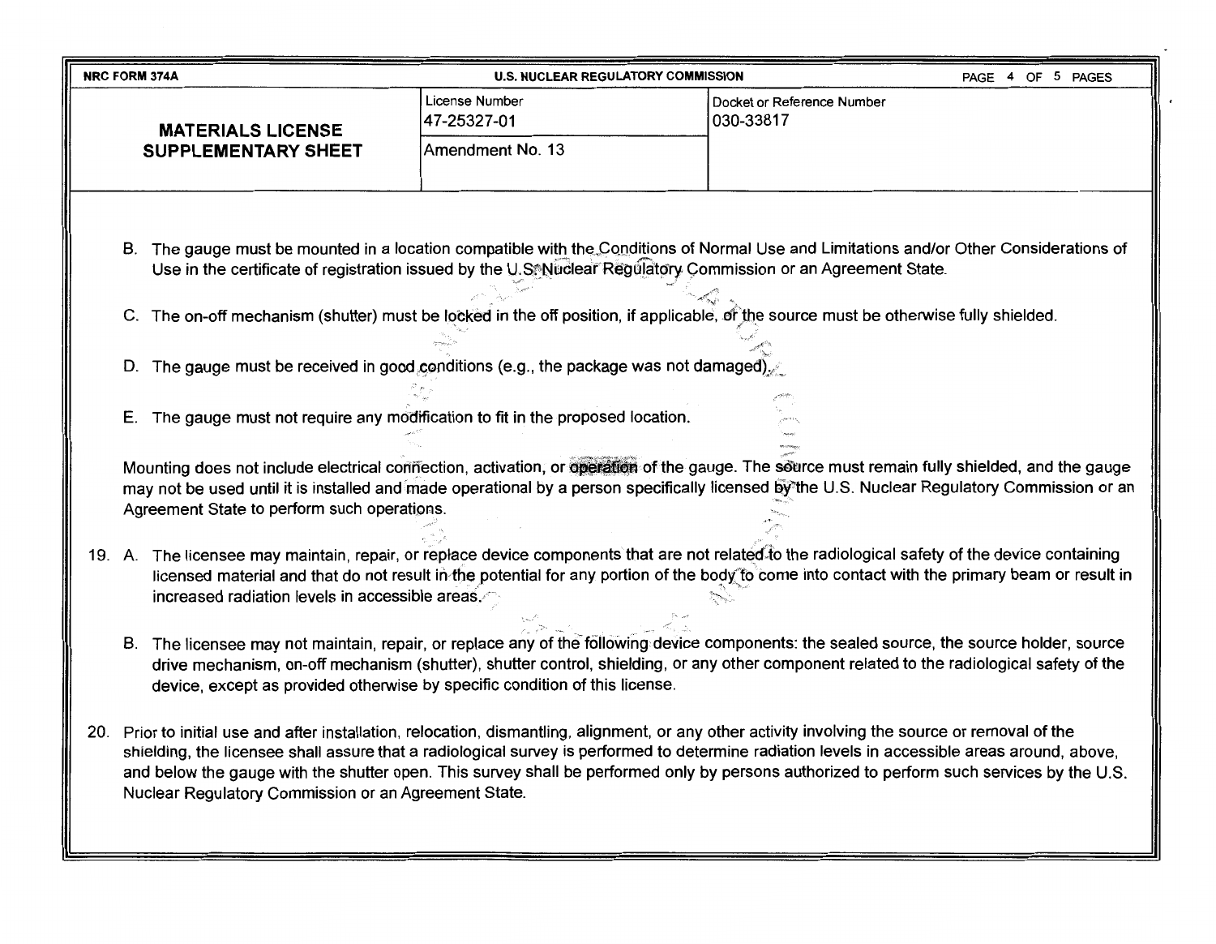| NRC FORM 374A | U.S. NUCLEAR REGULATORY COMMISSION | |
|---|---|---|
| **MATERIALS LICENSE SUPPLEMENTARY SHEET** | License Number 47-25327-01 | Docket or Reference Number 030-33817 |
| | Amendment No. 13 | |

B. The gauge must be mounted in a location compatible with the Conditions of Normal Use and Limitations and/or Other Considerations of Use in the certificate of registration issued by the U.S. Nuclear Regulatory Commission or an Agreement State.

C. The on-off mechanism (shutter) must be locked in the off position, if applicable, or the source must be otherwise fully shielded.

D. The gauge must be received in good conditions (e.g., the package was not damaged).

E. The gauge must not require any modification to fit in the proposed location.

Mounting does not include electrical connection, activation, or operation of the gauge. The source must remain fully shielded, and the gauge may not be used until it is installed and made operational by a person specifically licensed by the U.S. Nuclear Regulatory Commission or an Agreement State to perform such operations.

19. A. The licensee may maintain, repair, or replace device components that are not related to the radiological safety of the device containing licensed material and that do not result in the potential for any portion of the body to come into contact with the primary beam or result in increased radiation levels in accessible areas.

    B. The licensee may not maintain, repair, or replace any of the following device components: the sealed source, the source holder, source drive mechanism, on-off mechanism (shutter), shutter control, shielding, or any other component related to the radiological safety of the device, except as provided otherwise by specific condition of this license.

20. Prior to initial use and after installation, relocation, dismantling, alignment, or any other activity involving the source or removal of the shielding, the licensee shall assure that a radiological survey is performed to determine radiation levels in accessible areas around, above, and below the gauge with the shutter open. This survey shall be performed only by persons authorized to perform such services by the U.S. Nuclear Regulatory Commission or an Agreement State.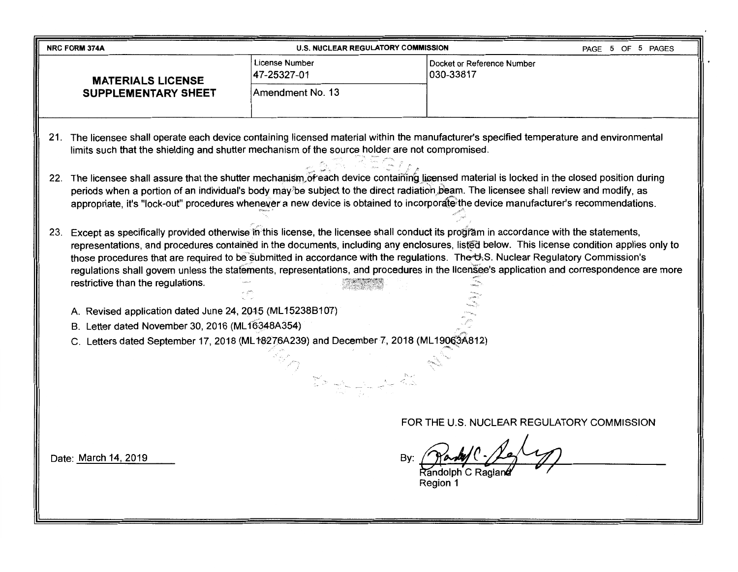| NRC FORM 374A | U.S. NUCLEAR REGULATORY COMMISSION | |
|---|---|---|
| **MATERIALS LICENSE SUPPLEMENTARY SHEET** | License Number 47-25327-01 | Docket or Reference Number 030-33817 |
| | Amendment No. 13 | |

21. The licensee shall operate each device containing licensed material within the manufacturer's specified temperature and environmental limits such that the shielding and shutter mechanism of the source holder are not compromised.

22. The licensee shall assure that the shutter mechanism of each device containing licensed material is locked in the closed position during periods when a portion of an individual's body may be subject to the direct radiation beam. The licensee shall review and modify, as appropriate, it's "lock-out" procedures whenever a new device is obtained to incorporate the device manufacturer's recommendations.

23. Except as specifically provided otherwise in this license, the licensee shall conduct its program in accordance with the statements, representations, and procedures contained in the documents, including any enclosures, listed below. This license condition applies only to those procedures that are required to be submitted in accordance with the regulations. The U.S. Nuclear Regulatory Commission's regulations shall govern unless the statements, representations, and procedures in the licensee's application and correspondence are more restrictive than the regulations.

    A. Revised application dated June 24, 2015 (ML15238B107)
    B. Letter dated November 30, 2016 (ML16348A354)
    C. Letters dated September 17, 2018 (ML18276A239) and December 7, 2018 (ML19063A812)

FOR THE U.S. NUCLEAR REGULATORY COMMISSION

Date: March 14, 2019

By: Randolph C Ragland
Region 1